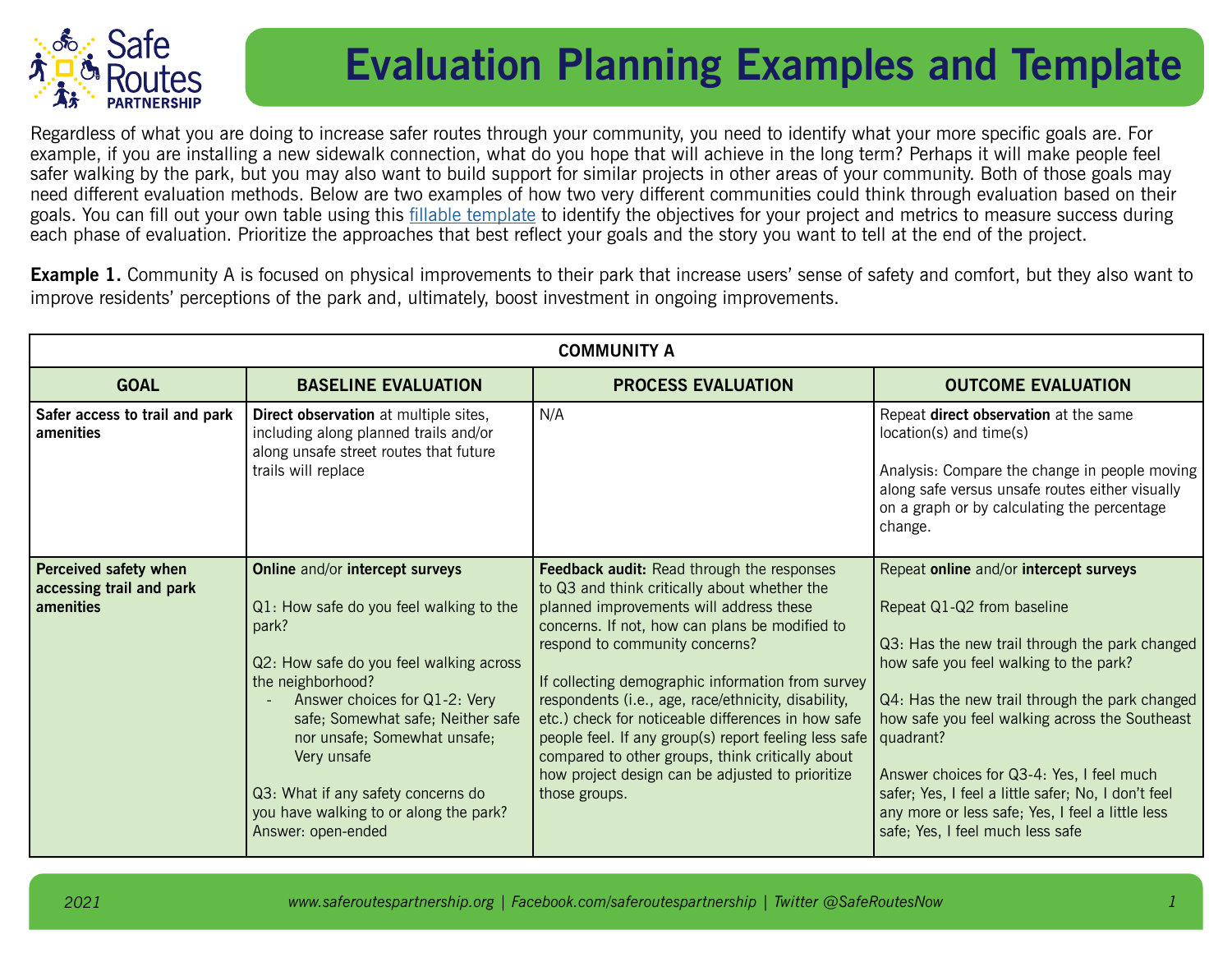# Evaluation Planning Examples and Template

Regardless of what you are doing to increase safer routes through your community, you need to identify what your more specific goals are. For example, if you are installing a new sidewalk connection, what do you hope that will achieve in the long term? Perhaps it will make people feel safer walking by the park, but you may also want to build support for similar projects in other areas of your community. Both of those goals may need different evaluation methods. Below are two examples of how two very different communities could think through evaluation based on their goals. You can fill out your own table using this fillable template to identify the objectives for your project and metrics to measure success during each phase of evaluation. Prioritize the approaches that best reflect your goals and the story you want to tell at the end of the project.

**Example 1.** Community A is focused on physical improvements to their park that increase users' sense of safety and comfort, but they also want to improve residents' perceptions of the park and, ultimately, boost investment in ongoing improvements.

| COMMUNITY A | | | |
|---|---|---|---|
| **GOAL** | **BASELINE EVALUATION** | **PROCESS EVALUATION** | **OUTCOME EVALUATION** |
| **Safer access to trail and park amenities** | **Direct observation** at multiple sites, including along planned trails and/or along unsafe street routes that future trails will replace | N/A | Repeat **direct observation** at the same location(s) and time(s)<br><br>Analysis: Compare the change in people moving along safe versus unsafe routes either visually on a graph or by calculating the percentage change. |
| **Perceived safety when accessing trail and park amenities** | **Online** and/or **intercept surveys**<br><br>Q1: How safe do you feel walking to the park?<br><br>Q2: How safe do you feel walking across the neighborhood?<br>- Answer choices for Q1-2: Very safe; Somewhat safe; Neither safe nor unsafe; Somewhat unsafe; Very unsafe<br><br>Q3: What if any safety concerns do you have walking to or along the park? Answer: open-ended | **Feedback audit:** Read through the responses to Q3 and think critically about whether the planned improvements will address these concerns. If not, how can plans be modified to respond to community concerns?<br><br>If collecting demographic information from survey respondents (i.e., age, race/ethnicity, disability, etc.) check for noticeable differences in how safe people feel. If any group(s) report feeling less safe compared to other groups, think critically about how project design can be adjusted to prioritize those groups. | Repeat **online** and/or **intercept surveys**<br><br>Repeat Q1-Q2 from baseline<br><br>Q3: Has the new trail through the park changed how safe you feel walking to the park?<br><br>Q4: Has the new trail through the park changed how safe you feel walking across the Southeast quadrant?<br><br>Answer choices for Q3-4: Yes, I feel much safer; Yes, I feel a little safer; No, I don't feel any more or less safe; Yes, I feel a little less safe; Yes, I feel much less safe |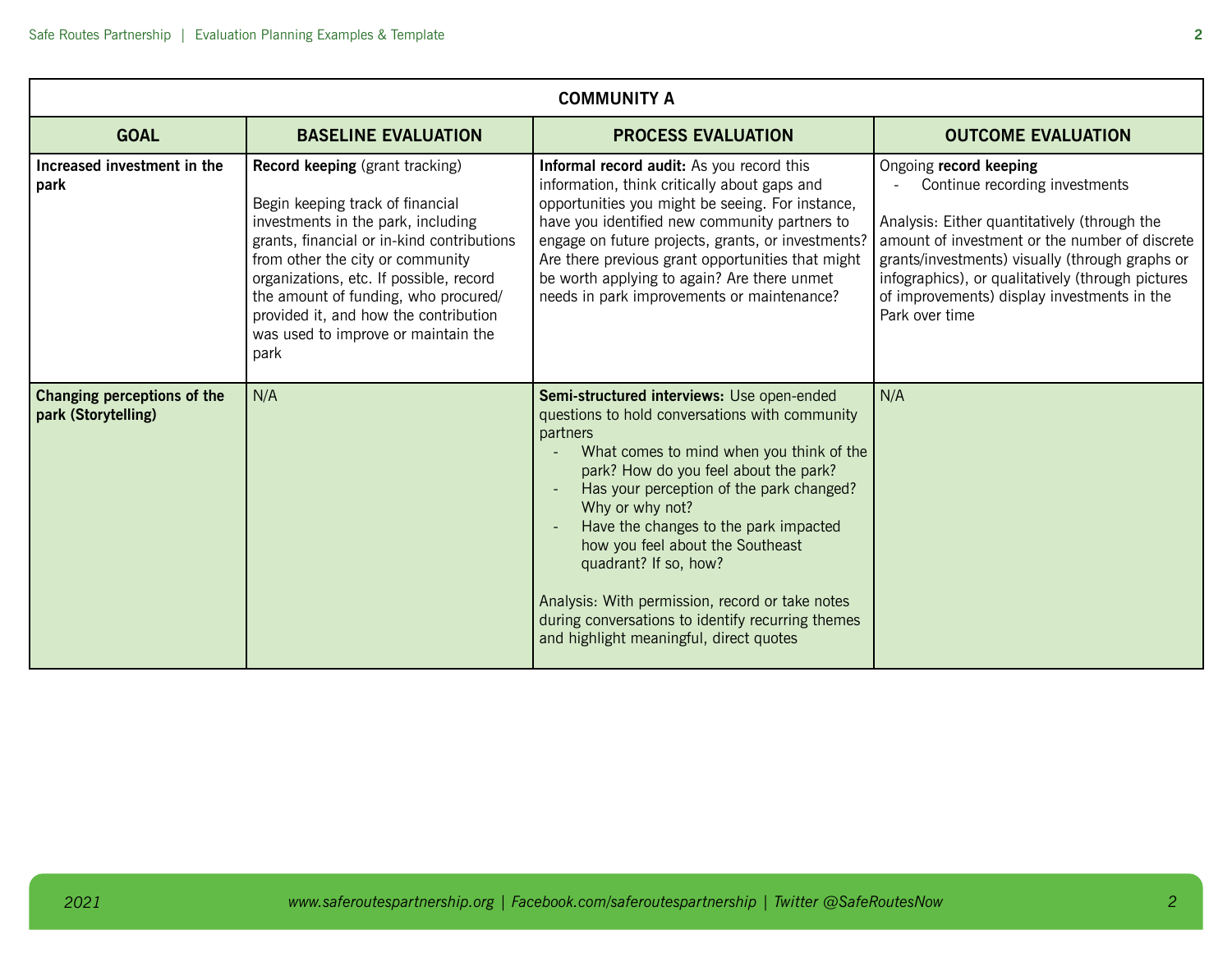| COMMUNITY A | | | |
|---|---|---|---|
| **GOAL** | **BASELINE EVALUATION** | **PROCESS EVALUATION** | **OUTCOME EVALUATION** |
| **Increased investment in the park** | **Record keeping** (grant tracking)<br><br>Begin keeping track of financial investments in the park, including grants, financial or in-kind contributions from other the city or community organizations, etc. If possible, record the amount of funding, who procured/ provided it, and how the contribution was used to improve or maintain the park | **Informal record audit:** As you record this information, think critically about gaps and opportunities you might be seeing. For instance, have you identified new community partners to engage on future projects, grants, or investments? Are there previous grant opportunities that might be worth applying to again? Are there unmet needs in park improvements or maintenance? | Ongoing **record keeping**<br>- Continue recording investments<br><br>Analysis: Either quantitatively (through the amount of investment or the number of discrete grants/investments) visually (through graphs or infographics), or qualitatively (through pictures of improvements) display investments in the Park over time |
| **Changing perceptions of the park (Storytelling)** | N/A | **Semi-structured interviews:** Use open-ended questions to hold conversations with community partners<br>- What comes to mind when you think of the park? How do you feel about the park?<br>- Has your perception of the park changed? Why or why not?<br>- Have the changes to the park impacted how you feel about the Southeast quadrant? If so, how?<br><br>Analysis: With permission, record or take notes during conversations to identify recurring themes and highlight meaningful, direct quotes | N/A |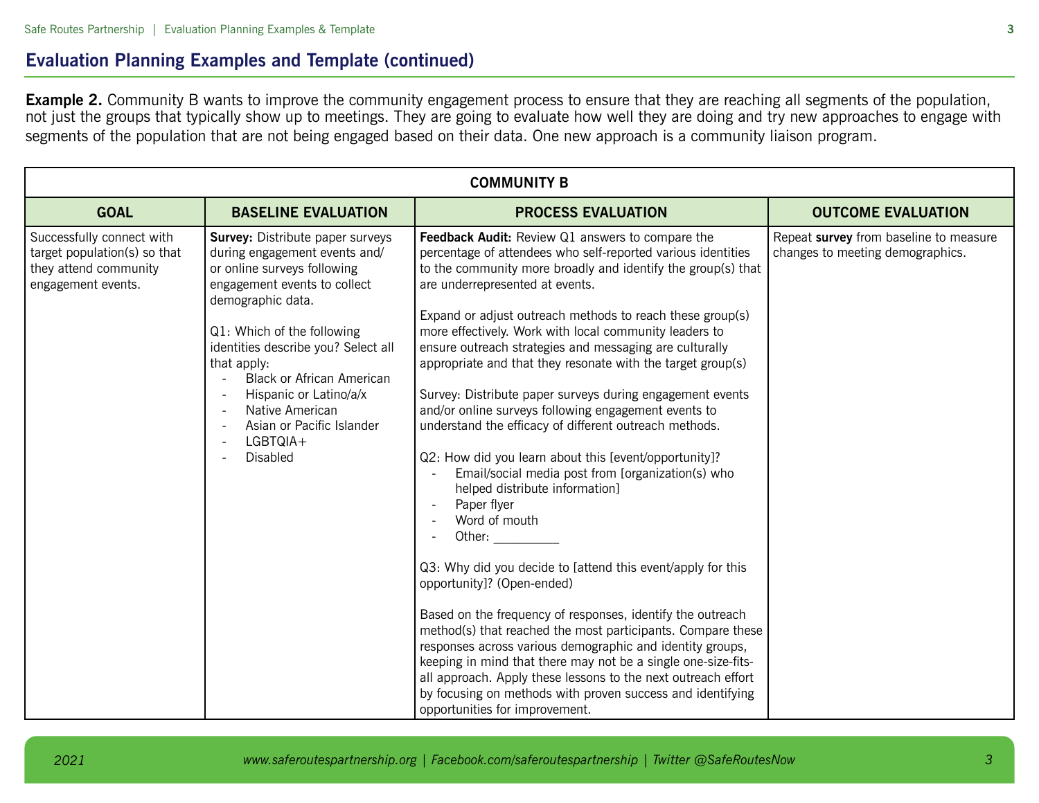## Evaluation Planning Examples and Template (continued)

**Example 2.** Community B wants to improve the community engagement process to ensure that they are reaching all segments of the population, not just the groups that typically show up to meetings. They are going to evaluate how well they are doing and try new approaches to engage with segments of the population that are not being engaged based on their data. One new approach is a community liaison program.

| COMMUNITY B | | | |
|---|---|---|---|
| **GOAL** | **BASELINE EVALUATION** | **PROCESS EVALUATION** | **OUTCOME EVALUATION** |
| Successfully connect with target population(s) so that they attend community engagement events. | **Survey:** Distribute paper surveys during engagement events and/or online surveys following engagement events to collect demographic data.<br><br>Q1: Which of the following identities describe you? Select all that apply:<br>- Black or African American<br>- Hispanic or Latino/a/x<br>- Native American<br>- Asian or Pacific Islander<br>- LGBTQIA+<br>- Disabled | **Feedback Audit:** Review Q1 answers to compare the percentage of attendees who self-reported various identities to the community more broadly and identify the group(s) that are underrepresented at events.<br><br>Expand or adjust outreach methods to reach these group(s) more effectively. Work with local community leaders to ensure outreach strategies and messaging are culturally appropriate and that they resonate with the target group(s)<br><br>Survey: Distribute paper surveys during engagement events and/or online surveys following engagement events to understand the efficacy of different outreach methods.<br><br>Q2: How did you learn about this [event/opportunity]?<br>- Email/social media post from [organization(s) who helped distribute information]<br>- Paper flyer<br>- Word of mouth<br>- Other: __________<br><br>Q3: Why did you decide to [attend this event/apply for this opportunity]? (Open-ended)<br><br>Based on the frequency of responses, identify the outreach method(s) that reached the most participants. Compare these responses across various demographic and identity groups, keeping in mind that there may not be a single one-size-fits-all approach. Apply these lessons to the next outreach effort by focusing on methods with proven success and identifying opportunities for improvement. | Repeat **survey** from baseline to measure changes to meeting demographics. |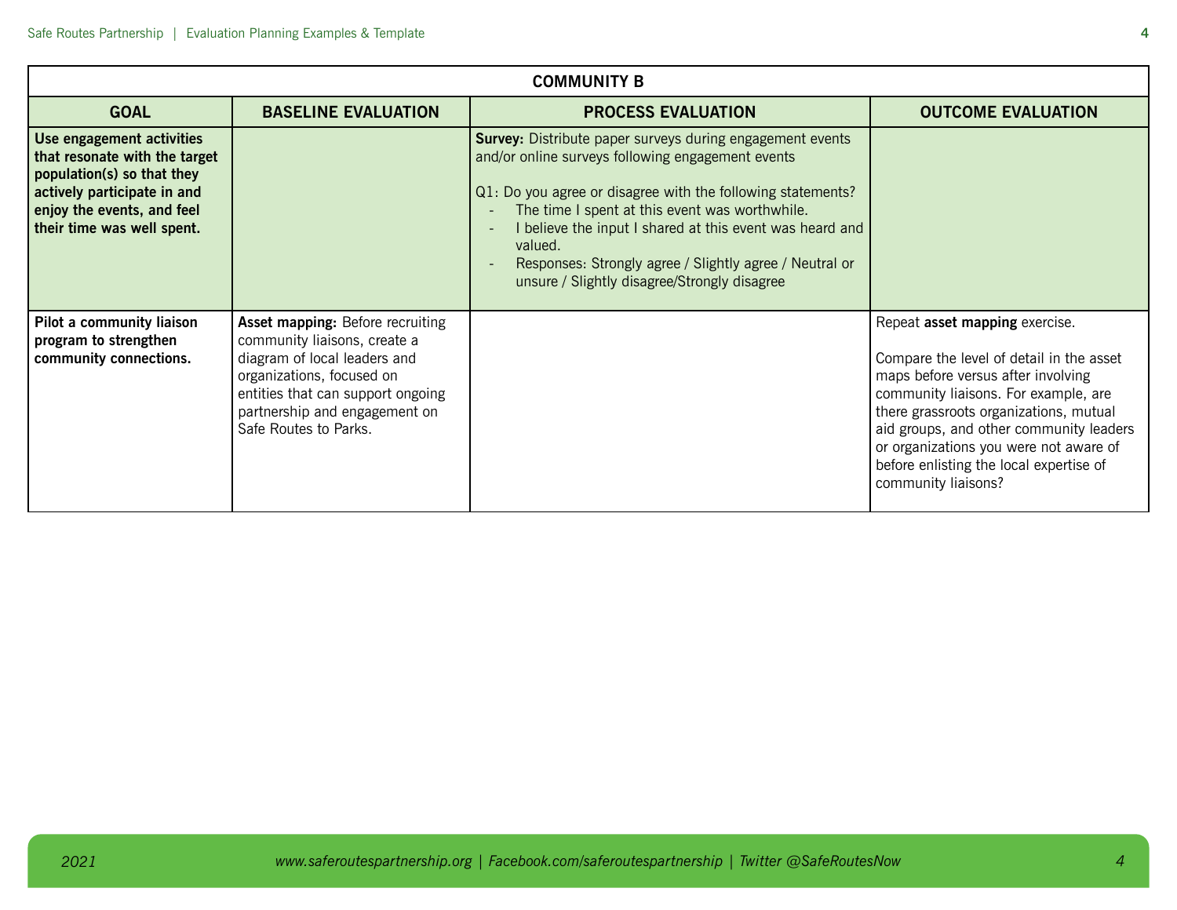| COMMUNITY B | | | |
|---|---|---|---|
| **GOAL** | **BASELINE EVALUATION** | **PROCESS EVALUATION** | **OUTCOME EVALUATION** |
| **Use engagement activities that resonate with the target population(s) so that they actively participate in and enjoy the events, and feel their time was well spent.** | | **Survey:** Distribute paper surveys during engagement events and/or online surveys following engagement events<br><br>Q1: Do you agree or disagree with the following statements?<br>- The time I spent at this event was worthwhile.<br>- I believe the input I shared at this event was heard and valued.<br>- Responses: Strongly agree / Slightly agree / Neutral or unsure / Slightly disagree/Strongly disagree | |
| **Pilot a community liaison program to strengthen community connections.** | **Asset mapping:** Before recruiting community liaisons, create a diagram of local leaders and organizations, focused on entities that can support ongoing partnership and engagement on Safe Routes to Parks. | | Repeat **asset mapping** exercise.<br><br>Compare the level of detail in the asset maps before versus after involving community liaisons. For example, are there grassroots organizations, mutual aid groups, and other community leaders or organizations you were not aware of before enlisting the local expertise of community liaisons? |